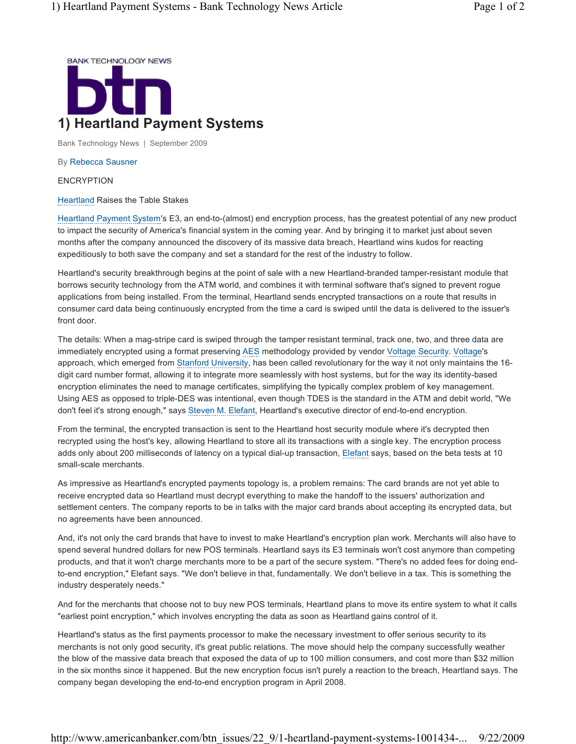BANK TECHNOLOGY NEWS

btn

# 1) Heartland Payment Systems

Bank Technology News | September 2009

By Rebecca Sausner

ENCRYPTION

Heartland Raises the Table Stakes

Heartland Payment System's E3, an end-to-(almost) end encryption process, has the greatest potential of any new product to impact the security of America's financial system in the coming year. And by bringing it to market just about seven months after the company announced the discovery of its massive data breach, Heartland wins kudos for reacting expeditiously to both save the company and set a standard for the rest of the industry to follow.

Heartland's security breakthrough begins at the point of sale with a new Heartland-branded tamper-resistant module that borrows security technology from the ATM world, and combines it with terminal software that's signed to prevent rogue applications from being installed. From the terminal, Heartland sends encrypted transactions on a route that results in consumer card data being continuously encrypted from the time a card is swiped until the data is delivered to the issuer's front door.

The details: When a mag-stripe card is swiped through the tamper resistant terminal, track one, two, and three data are immediately encrypted using a format preserving AES methodology provided by vendor Voltage Security. Voltage's approach, which emerged from Stanford University, has been called revolutionary for the way it not only maintains the 16-digit card number format, allowing it to integrate more seamlessly with host systems, but for the way its identity-based encryption eliminates the need to manage certificates, simplifying the typically complex problem of key management. Using AES as opposed to triple-DES was intentional, even though TDES is the standard in the ATM and debit world, "We don't feel it's strong enough," says Steven M. Elefant, Heartland's executive director of end-to-end encryption.

From the terminal, the encrypted transaction is sent to the Heartland host security module where it's decrypted then recrypted using the host's key, allowing Heartland to store all its transactions with a single key. The encryption process adds only about 200 milliseconds of latency on a typical dial-up transaction, Elefant says, based on the beta tests at 10 small-scale merchants.

As impressive as Heartland's encrypted payments topology is, a problem remains: The card brands are not yet able to receive encrypted data so Heartland must decrypt everything to make the handoff to the issuers' authorization and settlement centers. The company reports to be in talks with the major card brands about accepting its encrypted data, but no agreements have been announced.

And, it's not only the card brands that have to invest to make Heartland's encryption plan work. Merchants will also have to spend several hundred dollars for new POS terminals. Heartland says its E3 terminals won't cost anymore than competing products, and that it won't charge merchants more to be a part of the secure system. "There's no added fees for doing end-to-end encryption," Elefant says. "We don't believe in that, fundamentally. We don't believe in a tax. This is something the industry desperately needs."

And for the merchants that choose not to buy new POS terminals, Heartland plans to move its entire system to what it calls "earliest point encryption," which involves encrypting the data as soon as Heartland gains control of it.

Heartland's status as the first payments processor to make the necessary investment to offer serious security to its merchants is not only good security, it's great public relations. The move should help the company successfully weather the blow of the massive data breach that exposed the data of up to 100 million consumers, and cost more than $32 million in the six months since it happened. But the new encryption focus isn't purely a reaction to the breach, Heartland says. The company began developing the end-to-end encryption program in April 2008.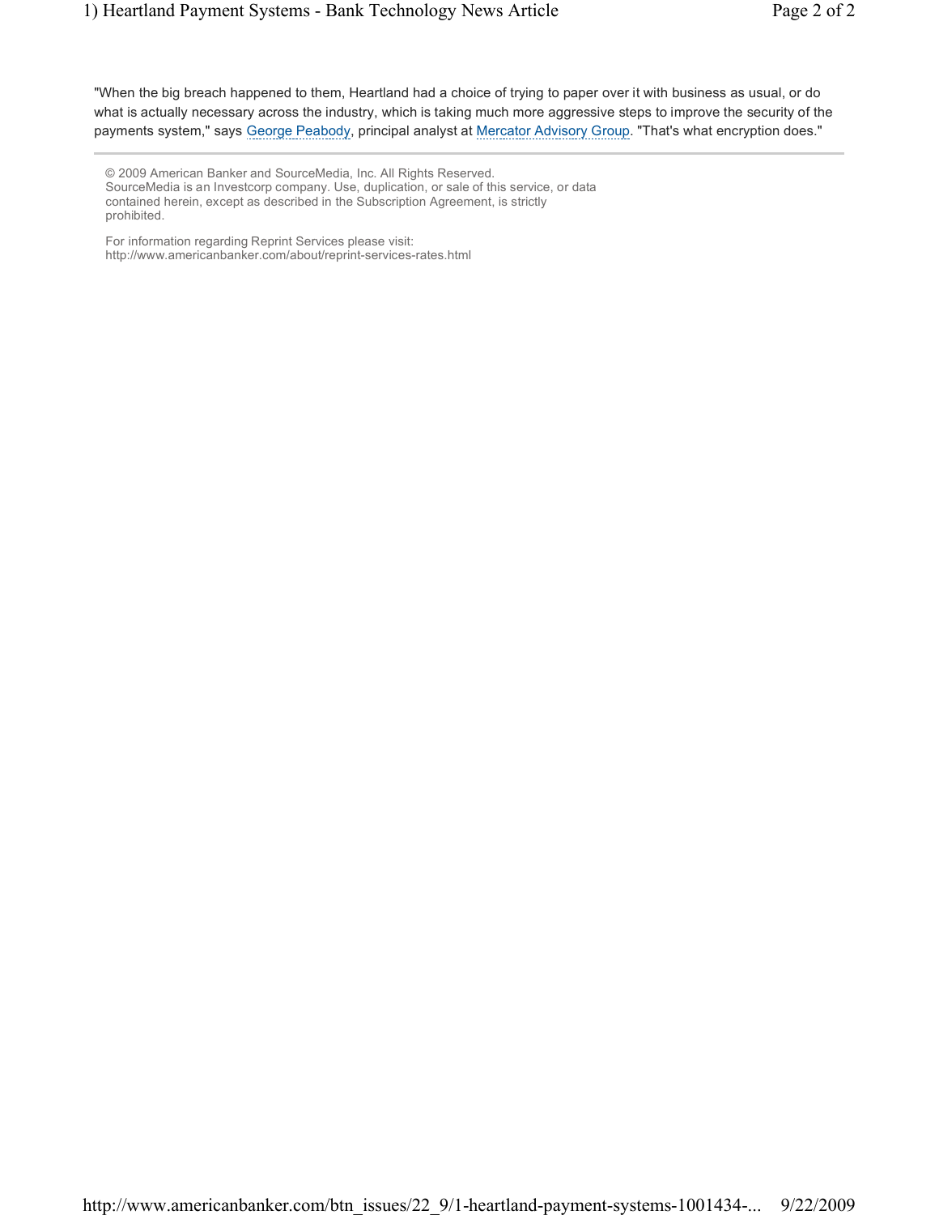"When the big breach happened to them, Heartland had a choice of trying to paper over it with business as usual, or do what is actually necessary across the industry, which is taking much more aggressive steps to improve the security of the payments system," says George Peabody, principal analyst at Mercator Advisory Group. "That's what encryption does."

---

© 2009 American Banker and SourceMedia, Inc. All Rights Reserved.
SourceMedia is an Investcorp company. Use, duplication, or sale of this service, or data contained herein, except as described in the Subscription Agreement, is strictly prohibited.

For information regarding Reprint Services please visit:
http://www.americanbanker.com/about/reprint-services-rates.html